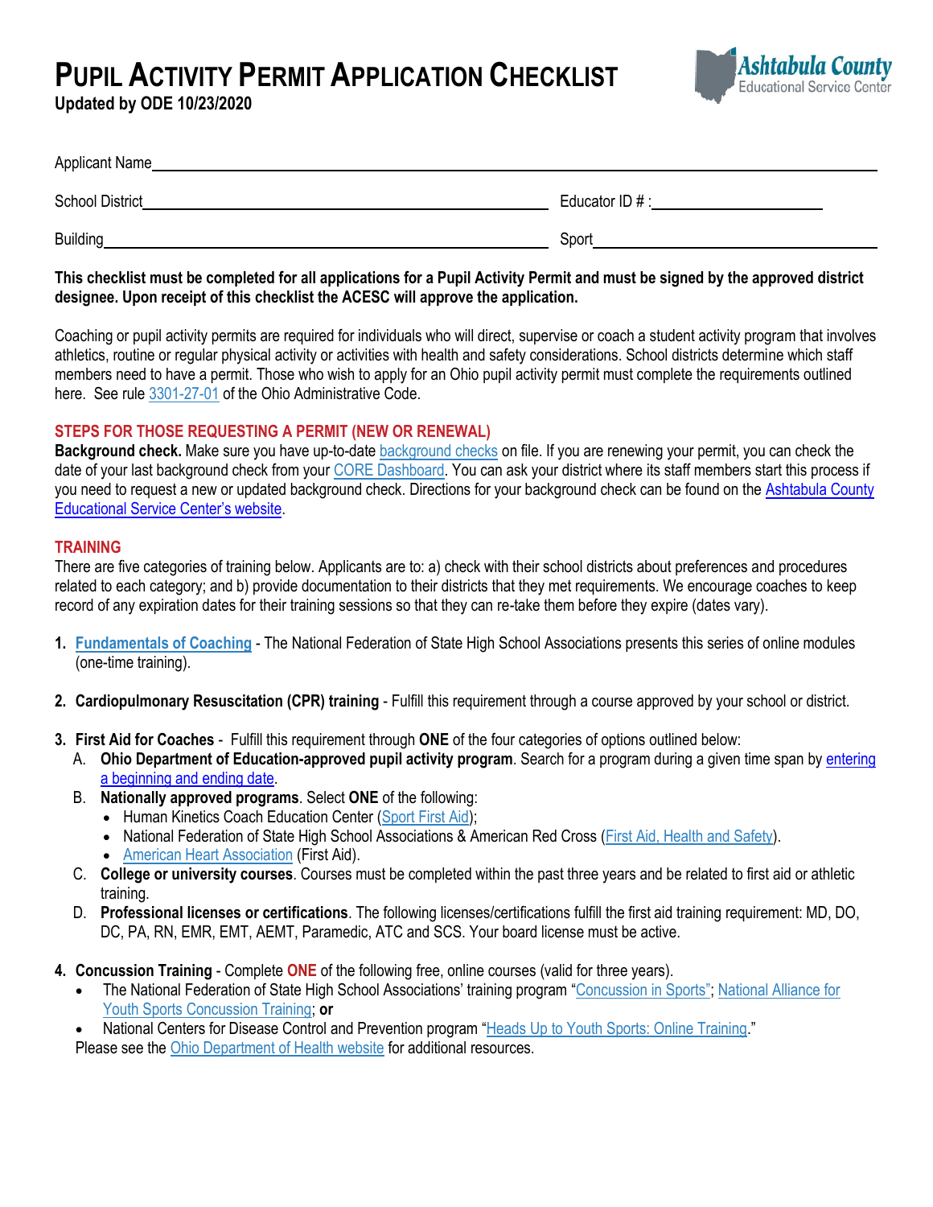# PUPIL ACTIVITY PERMIT APPLICATION CHECKLIST

**Updated by ODE 10/23/2020**

Ashtabula County Educational Service Center

Applicant Name\_\_\_\_\_\_\_\_\_\_\_\_\_\_\_\_\_\_\_\_\_\_\_\_\_\_\_\_\_\_\_\_\_\_\_\_\_\_\_\_

School District\_\_\_\_\_\_\_\_\_\_\_\_\_\_\_\_\_\_\_\_\_\_\_\_\_\_ Educator ID # :\_\_\_\_\_\_\_\_\_\_\_\_\_\_

Building\_\_\_\_\_\_\_\_\_\_\_\_\_\_\_\_\_\_\_\_\_\_\_\_\_\_\_\_\_\_ Sport\_\_\_\_\_\_\_\_\_\_\_\_\_\_\_\_\_\_\_\_

**This checklist must be completed for all applications for a Pupil Activity Permit and must be signed by the approved district designee. Upon receipt of this checklist the ACESC will approve the application.**

Coaching or pupil activity permits are required for individuals who will direct, supervise or coach a student activity program that involves athletics, routine or regular physical activity or activities with health and safety considerations. School districts determine which staff members need to have a permit. Those who wish to apply for an Ohio pupil activity permit must complete the requirements outlined here. See rule 3301-27-01 of the Ohio Administrative Code.

## STEPS FOR THOSE REQUESTING A PERMIT (NEW OR RENEWAL)

**Background check.** Make sure you have up-to-date background checks on file. If you are renewing your permit, you can check the date of your last background check from your CORE Dashboard. You can ask your district where its staff members start this process if you need to request a new or updated background check. Directions for your background check can be found on the Ashtabula County Educational Service Center's website.

## TRAINING

There are five categories of training below. Applicants are to: a) check with their school districts about preferences and procedures related to each category; and b) provide documentation to their districts that they met requirements. We encourage coaches to keep record of any expiration dates for their training sessions so that they can re-take them before they expire (dates vary).

1. **Fundamentals of Coaching** - The National Federation of State High School Associations presents this series of online modules (one-time training).

2. **Cardiopulmonary Resuscitation (CPR) training** - Fulfill this requirement through a course approved by your school or district.

3. **First Aid for Coaches** - Fulfill this requirement through **ONE** of the four categories of options outlined below:
   A. **Ohio Department of Education-approved pupil activity program**. Search for a program during a given time span by entering a beginning and ending date.
   B. **Nationally approved programs**. Select **ONE** of the following:
      - Human Kinetics Coach Education Center (Sport First Aid);
      - National Federation of State High School Associations & American Red Cross (First Aid, Health and Safety).
      - American Heart Association (First Aid).

   C. **College or university courses**. Courses must be completed within the past three years and be related to first aid or athletic training.
   D. **Professional licenses or certifications**. The following licenses/certifications fulfill the first aid training requirement: MD, DO, DC, PA, RN, EMR, EMT, AEMT, Paramedic, ATC and SCS. Your board license must be active.

4. **Concussion Training** - Complete **ONE** of the following free, online courses (valid for three years).
   - The National Federation of State High School Associations' training program "Concussion in Sports"; National Alliance for Youth Sports Concussion Training; **or**
   - National Centers for Disease Control and Prevention program "Heads Up to Youth Sports: Online Training."

   Please see the Ohio Department of Health website for additional resources.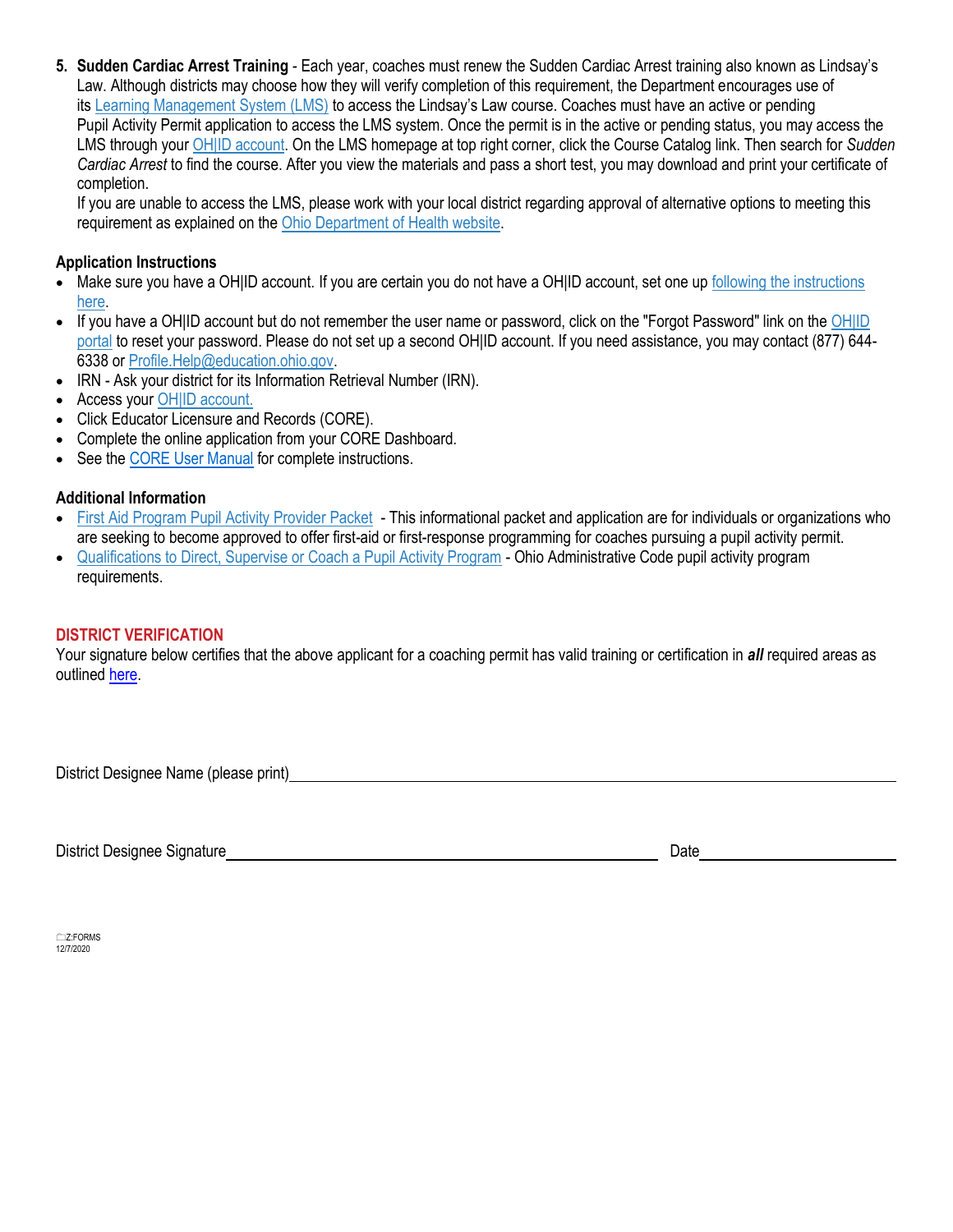5. **Sudden Cardiac Arrest Training** - Each year, coaches must renew the Sudden Cardiac Arrest training also known as Lindsay's Law. Although districts may choose how they will verify completion of this requirement, the Department encourages use of its Learning Management System (LMS) to access the Lindsay's Law course. Coaches must have an active or pending Pupil Activity Permit application to access the LMS system. Once the permit is in the active or pending status, you may access the LMS through your OH|ID account. On the LMS homepage at top right corner, click the Course Catalog link. Then search for *Sudden Cardiac Arrest* to find the course. After you view the materials and pass a short test, you may download and print your certificate of completion.
   If you are unable to access the LMS, please work with your local district regarding approval of alternative options to meeting this requirement as explained on the Ohio Department of Health website.

**Application Instructions**

- Make sure you have a OH|ID account. If you are certain you do not have a OH|ID account, set one up following the instructions here.
- If you have a OH|ID account but do not remember the user name or password, click on the "Forgot Password" link on the OH|ID portal to reset your password. Please do not set up a second OH|ID account. If you need assistance, you may contact (877) 644-6338 or Profile.Help@education.ohio.gov.
- IRN - Ask your district for its Information Retrieval Number (IRN).
- Access your OH|ID account.
- Click Educator Licensure and Records (CORE).
- Complete the online application from your CORE Dashboard.
- See the CORE User Manual for complete instructions.

**Additional Information**

- First Aid Program Pupil Activity Provider Packet - This informational packet and application are for individuals or organizations who are seeking to become approved to offer first-aid or first-response programming for coaches pursuing a pupil activity permit.
- Qualifications to Direct, Supervise or Coach a Pupil Activity Program - Ohio Administrative Code pupil activity program requirements.

**DISTRICT VERIFICATION**

Your signature below certifies that the above applicant for a coaching permit has valid training or certification in ***all*** required areas as outlined here.

District Designee Name (please print)\_\_\_\_\_\_\_\_\_\_\_\_\_\_\_\_\_\_\_\_\_\_\_\_\_\_\_\_\_\_\_\_\_\_\_\_

District Designee Signature\_\_\_\_\_\_\_\_\_\_\_\_\_\_\_\_\_\_\_\_\_\_\_\_\_\_\_\_ Date\_\_\_\_\_\_\_\_\_\_\_\_\_\_

Z:FORMS
12/7/2020